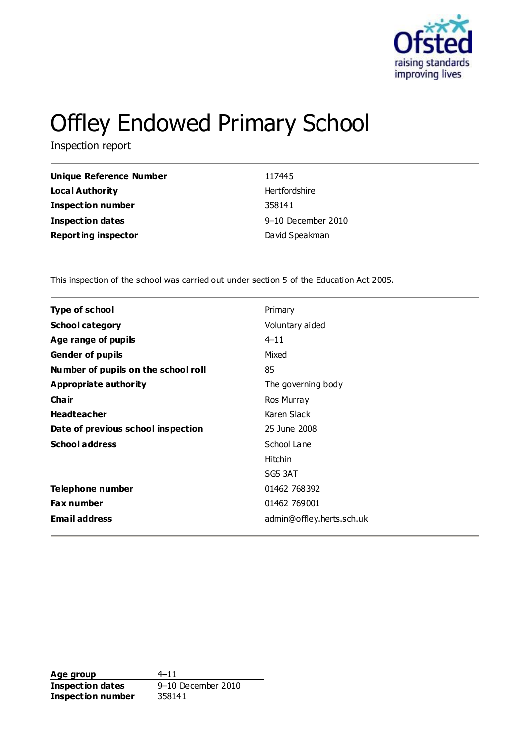Ofsted
raising standards
improving lives

# Offley Endowed Primary School

Inspection report

| | |
|---|---|
| **Unique Reference Number** | 117445 |
| **Local Authority** | Hertfordshire |
| **Inspection number** | 358141 |
| **Inspection dates** | 9–10 December 2010 |
| **Reporting inspector** | David Speakman |

This inspection of the school was carried out under section 5 of the Education Act 2005.

| | |
|---|---|
| **Type of school** | Primary |
| **School category** | Voluntary aided |
| **Age range of pupils** | 4–11 |
| **Gender of pupils** | Mixed |
| **Number of pupils on the school roll** | 85 |
| **Appropriate authority** | The governing body |
| **Chair** | Ros Murray |
| **Headteacher** | Karen Slack |
| **Date of previous school inspection** | 25 June 2008 |
| **School address** | School Lane<br>Hitchin<br>SG5 3AT |
| **Telephone number** | 01462 768392 |
| **Fax number** | 01462 769001 |
| **Email address** | admin@offley.herts.sch.uk |

| | |
|---|---|
| **Age group** | 4–11 |
| **Inspection dates** | 9–10 December 2010 |
| **Inspection number** | 358141 |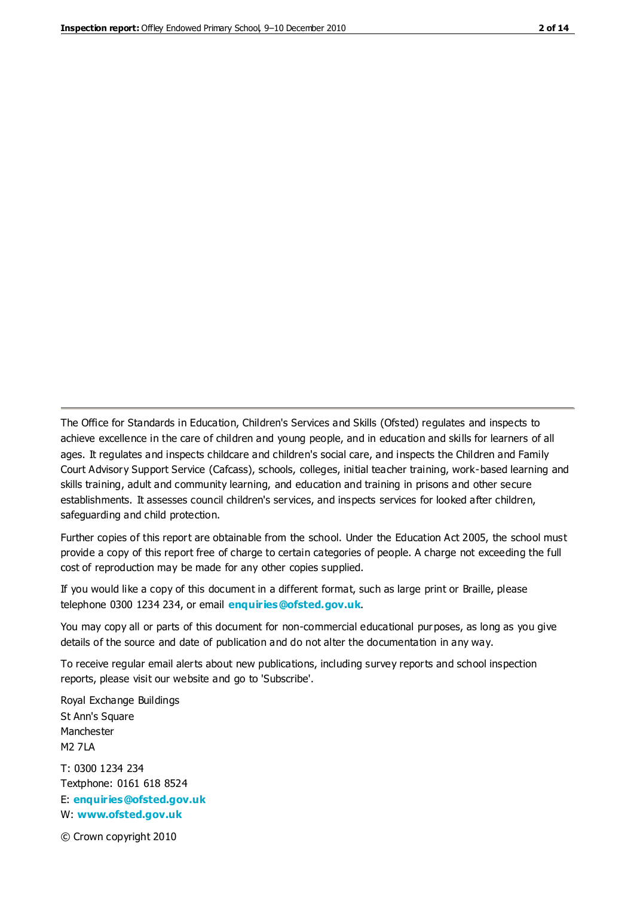The Office for Standards in Education, Children's Services and Skills (Ofsted) regulates and inspects to achieve excellence in the care of children and young people, and in education and skills for learners of all ages. It regulates and inspects childcare and children's social care, and inspects the Children and Family Court Advisory Support Service (Cafcass), schools, colleges, initial teacher training, work-based learning and skills training, adult and community learning, and education and training in prisons and other secure establishments. It assesses council children's services, and inspects services for looked after children, safeguarding and child protection.

Further copies of this report are obtainable from the school. Under the Education Act 2005, the school must provide a copy of this report free of charge to certain categories of people. A charge not exceeding the full cost of reproduction may be made for any other copies supplied.

If you would like a copy of this document in a different format, such as large print or Braille, please telephone 0300 1234 234, or email **enquiries@ofsted.gov.uk**.

You may copy all or parts of this document for non-commercial educational purposes, as long as you give details of the source and date of publication and do not alter the documentation in any way.

To receive regular email alerts about new publications, including survey reports and school inspection reports, please visit our website and go to 'Subscribe'.

Royal Exchange Buildings
St Ann's Square
Manchester
M2 7LA

T: 0300 1234 234
Textphone: 0161 618 8524
E: **enquiries@ofsted.gov.uk**
W: **www.ofsted.gov.uk**

© Crown copyright 2010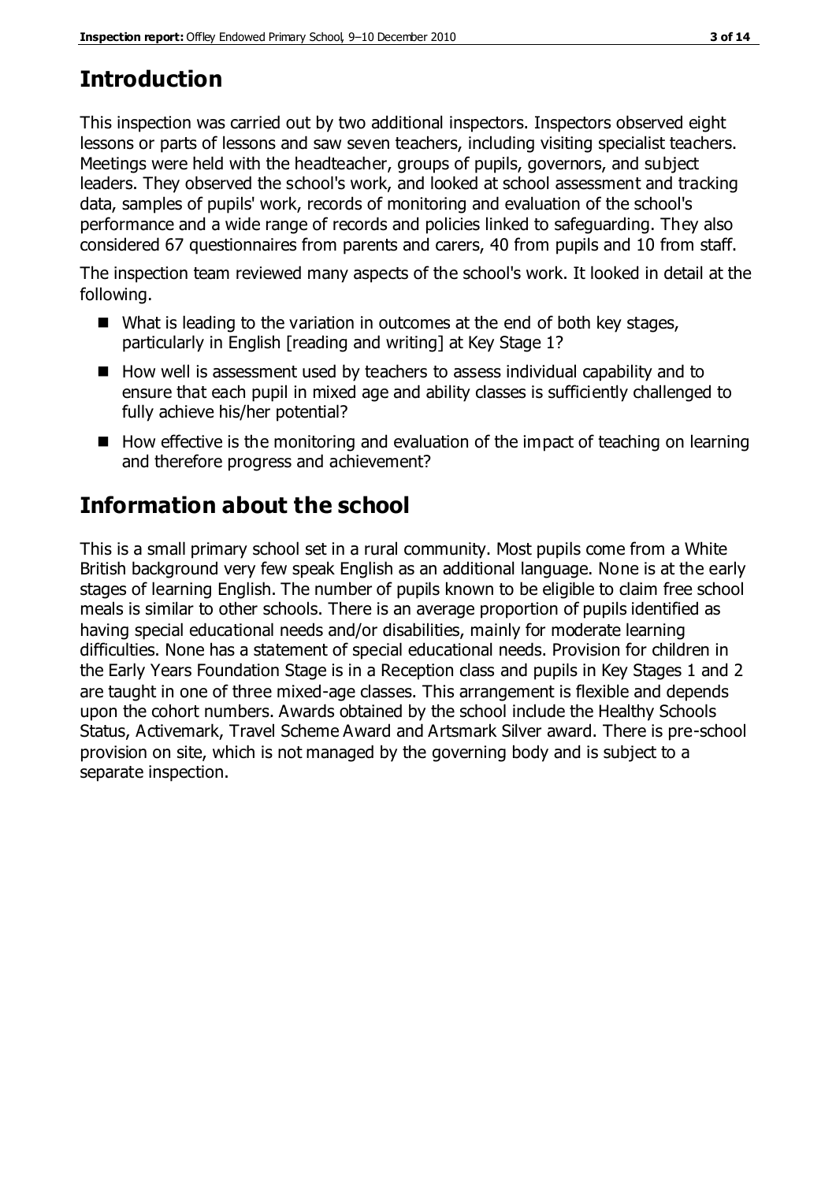## Introduction

This inspection was carried out by two additional inspectors. Inspectors observed eight lessons or parts of lessons and saw seven teachers, including visiting specialist teachers. Meetings were held with the headteacher, groups of pupils, governors, and subject leaders. They observed the school's work, and looked at school assessment and tracking data, samples of pupils' work, records of monitoring and evaluation of the school's performance and a wide range of records and policies linked to safeguarding. They also considered 67 questionnaires from parents and carers, 40 from pupils and 10 from staff.

The inspection team reviewed many aspects of the school's work. It looked in detail at the following.

- What is leading to the variation in outcomes at the end of both key stages, particularly in English [reading and writing] at Key Stage 1?
- How well is assessment used by teachers to assess individual capability and to ensure that each pupil in mixed age and ability classes is sufficiently challenged to fully achieve his/her potential?
- How effective is the monitoring and evaluation of the impact of teaching on learning and therefore progress and achievement?

## Information about the school

This is a small primary school set in a rural community. Most pupils come from a White British background very few speak English as an additional language. None is at the early stages of learning English. The number of pupils known to be eligible to claim free school meals is similar to other schools. There is an average proportion of pupils identified as having special educational needs and/or disabilities, mainly for moderate learning difficulties. None has a statement of special educational needs. Provision for children in the Early Years Foundation Stage is in a Reception class and pupils in Key Stages 1 and 2 are taught in one of three mixed-age classes. This arrangement is flexible and depends upon the cohort numbers. Awards obtained by the school include the Healthy Schools Status, Activemark, Travel Scheme Award and Artsmark Silver award. There is pre-school provision on site, which is not managed by the governing body and is subject to a separate inspection.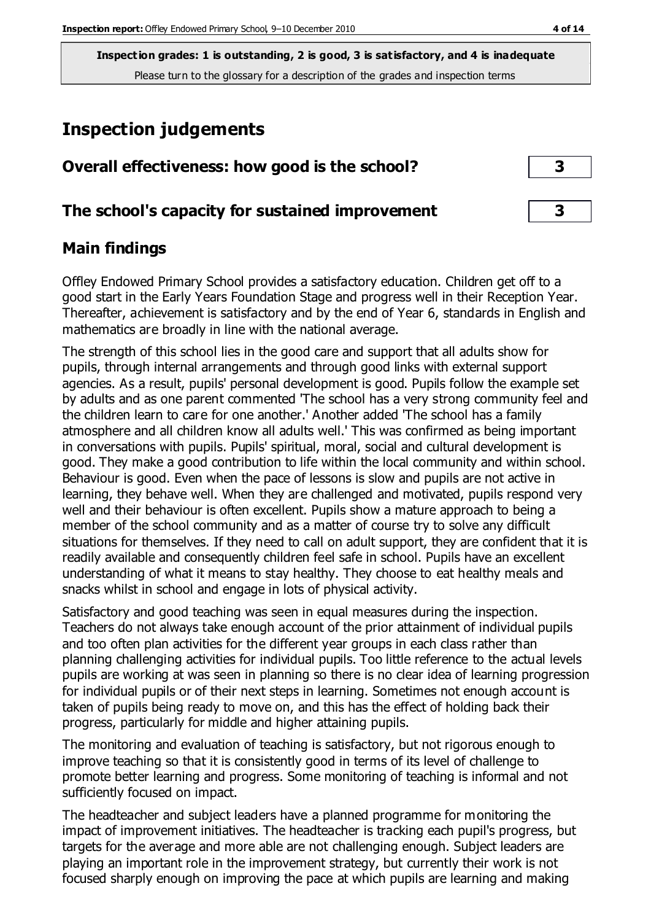**Inspection grades: 1 is outstanding, 2 is good, 3 is satisfactory, and 4 is inadequate**
Please turn to the glossary for a description of the grades and inspection terms

# Inspection judgements

| **Overall effectiveness: how good is the school?** | **3** |
|---|---|
| **The school's capacity for sustained improvement** | **3** |

## Main findings

Offley Endowed Primary School provides a satisfactory education. Children get off to a good start in the Early Years Foundation Stage and progress well in their Reception Year. Thereafter, achievement is satisfactory and by the end of Year 6, standards in English and mathematics are broadly in line with the national average.

The strength of this school lies in the good care and support that all adults show for pupils, through internal arrangements and through good links with external support agencies. As a result, pupils' personal development is good. Pupils follow the example set by adults and as one parent commented 'The school has a very strong community feel and the children learn to care for one another.' Another added 'The school has a family atmosphere and all children know all adults well.' This was confirmed as being important in conversations with pupils. Pupils' spiritual, moral, social and cultural development is good. They make a good contribution to life within the local community and within school. Behaviour is good. Even when the pace of lessons is slow and pupils are not active in learning, they behave well. When they are challenged and motivated, pupils respond very well and their behaviour is often excellent. Pupils show a mature approach to being a member of the school community and as a matter of course try to solve any difficult situations for themselves. If they need to call on adult support, they are confident that it is readily available and consequently children feel safe in school. Pupils have an excellent understanding of what it means to stay healthy. They choose to eat healthy meals and snacks whilst in school and engage in lots of physical activity.

Satisfactory and good teaching was seen in equal measures during the inspection. Teachers do not always take enough account of the prior attainment of individual pupils and too often plan activities for the different year groups in each class rather than planning challenging activities for individual pupils. Too little reference to the actual levels pupils are working at was seen in planning so there is no clear idea of learning progression for individual pupils or of their next steps in learning. Sometimes not enough account is taken of pupils being ready to move on, and this has the effect of holding back their progress, particularly for middle and higher attaining pupils.

The monitoring and evaluation of teaching is satisfactory, but not rigorous enough to improve teaching so that it is consistently good in terms of its level of challenge to promote better learning and progress. Some monitoring of teaching is informal and not sufficiently focused on impact.

The headteacher and subject leaders have a planned programme for monitoring the impact of improvement initiatives. The headteacher is tracking each pupil's progress, but targets for the average and more able are not challenging enough. Subject leaders are playing an important role in the improvement strategy, but currently their work is not focused sharply enough on improving the pace at which pupils are learning and making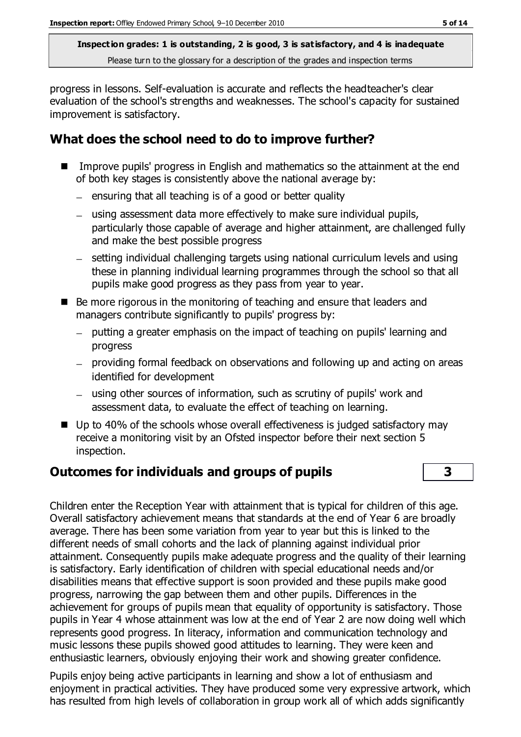**Inspection grades: 1 is outstanding, 2 is good, 3 is satisfactory, and 4 is inadequate**
Please turn to the glossary for a description of the grades and inspection terms

progress in lessons. Self-evaluation is accurate and reflects the headteacher's clear evaluation of the school's strengths and weaknesses. The school's capacity for sustained improvement is satisfactory.

## What does the school need to do to improve further?

- Improve pupils' progress in English and mathematics so the attainment at the end of both key stages is consistently above the national average by:
  - ensuring that all teaching is of a good or better quality
  - using assessment data more effectively to make sure individual pupils, particularly those capable of average and higher attainment, are challenged fully and make the best possible progress
  - setting individual challenging targets using national curriculum levels and using these in planning individual learning programmes through the school so that all pupils make good progress as they pass from year to year.
- Be more rigorous in the monitoring of teaching and ensure that leaders and managers contribute significantly to pupils' progress by:
  - putting a greater emphasis on the impact of teaching on pupils' learning and progress
  - providing formal feedback on observations and following up and acting on areas identified for development
  - using other sources of information, such as scrutiny of pupils' work and assessment data, to evaluate the effect of teaching on learning.
- Up to 40% of the schools whose overall effectiveness is judged satisfactory may receive a monitoring visit by an Ofsted inspector before their next section 5 inspection.

## Outcomes for individuals and groups of pupils | 3

Children enter the Reception Year with attainment that is typical for children of this age. Overall satisfactory achievement means that standards at the end of Year 6 are broadly average. There has been some variation from year to year but this is linked to the different needs of small cohorts and the lack of planning against individual prior attainment. Consequently pupils make adequate progress and the quality of their learning is satisfactory. Early identification of children with special educational needs and/or disabilities means that effective support is soon provided and these pupils make good progress, narrowing the gap between them and other pupils. Differences in the achievement for groups of pupils mean that equality of opportunity is satisfactory. Those pupils in Year 4 whose attainment was low at the end of Year 2 are now doing well which represents good progress. In literacy, information and communication technology and music lessons these pupils showed good attitudes to learning. They were keen and enthusiastic learners, obviously enjoying their work and showing greater confidence.

Pupils enjoy being active participants in learning and show a lot of enthusiasm and enjoyment in practical activities. They have produced some very expressive artwork, which has resulted from high levels of collaboration in group work all of which adds significantly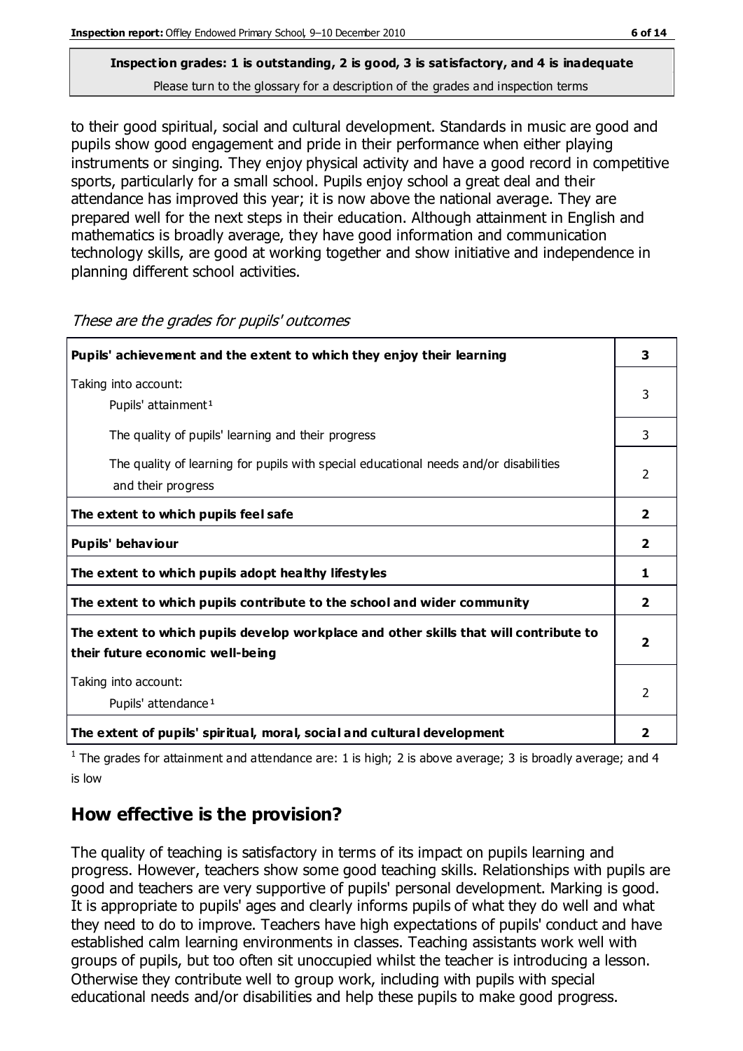**Inspection grades: 1 is outstanding, 2 is good, 3 is satisfactory, and 4 is inadequate**
Please turn to the glossary for a description of the grades and inspection terms

to their good spiritual, social and cultural development. Standards in music are good and pupils show good engagement and pride in their performance when either playing instruments or singing. They enjoy physical activity and have a good record in competitive sports, particularly for a small school. Pupils enjoy school a great deal and their attendance has improved this year; it is now above the national average. They are prepared well for the next steps in their education. Although attainment in English and mathematics is broadly average, they have good information and communication technology skills, are good at working together and show initiative and independence in planning different school activities.

*These are the grades for pupils' outcomes*

| | |
|---|---|
| **Pupils' achievement and the extent to which they enjoy their learning** | **3** |
| Taking into account: Pupils' attainment[1] | 3 |
| The quality of pupils' learning and their progress | 3 |
| The quality of learning for pupils with special educational needs and/or disabilities and their progress | 2 |
| **The extent to which pupils feel safe** | **2** |
| **Pupils' behaviour** | **2** |
| **The extent to which pupils adopt healthy lifestyles** | **1** |
| **The extent to which pupils contribute to the school and wider community** | **2** |
| **The extent to which pupils develop workplace and other skills that will contribute to their future economic well-being** | **2** |
| Taking into account: Pupils' attendance[1] | 2 |
| **The extent of pupils' spiritual, moral, social and cultural development** | **2** |

[1] The grades for attainment and attendance are: 1 is high; 2 is above average; 3 is broadly average; and 4 is low

## How effective is the provision?

The quality of teaching is satisfactory in terms of its impact on pupils learning and progress. However, teachers show some good teaching skills. Relationships with pupils are good and teachers are very supportive of pupils' personal development. Marking is good. It is appropriate to pupils' ages and clearly informs pupils of what they do well and what they need to do to improve. Teachers have high expectations of pupils' conduct and have established calm learning environments in classes. Teaching assistants work well with groups of pupils, but too often sit unoccupied whilst the teacher is introducing a lesson. Otherwise they contribute well to group work, including with pupils with special educational needs and/or disabilities and help these pupils to make good progress.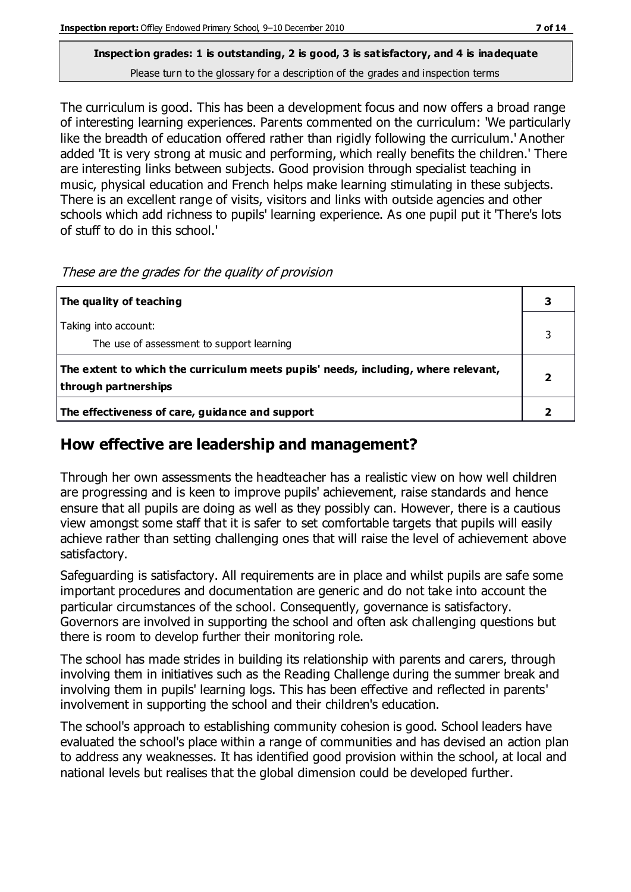**Inspection grades: 1 is outstanding, 2 is good, 3 is satisfactory, and 4 is inadequate**
Please turn to the glossary for a description of the grades and inspection terms

The curriculum is good. This has been a development focus and now offers a broad range of interesting learning experiences. Parents commented on the curriculum: 'We particularly like the breadth of education offered rather than rigidly following the curriculum.' Another added 'It is very strong at music and performing, which really benefits the children.' There are interesting links between subjects. Good provision through specialist teaching in music, physical education and French helps make learning stimulating in these subjects. There is an excellent range of visits, visitors and links with outside agencies and other schools which add richness to pupils' learning experience. As one pupil put it 'There's lots of stuff to do in this school.'

*These are the grades for the quality of provision*

| | |
|---|---|
| **The quality of teaching** | **3** |
| Taking into account:<br>The use of assessment to support learning | 3 |
| **The extent to which the curriculum meets pupils' needs, including, where relevant, through partnerships** | **2** |
| **The effectiveness of care, guidance and support** | **2** |

## How effective are leadership and management?

Through her own assessments the headteacher has a realistic view on how well children are progressing and is keen to improve pupils' achievement, raise standards and hence ensure that all pupils are doing as well as they possibly can. However, there is a cautious view amongst some staff that it is safer to set comfortable targets that pupils will easily achieve rather than setting challenging ones that will raise the level of achievement above satisfactory.

Safeguarding is satisfactory. All requirements are in place and whilst pupils are safe some important procedures and documentation are generic and do not take into account the particular circumstances of the school. Consequently, governance is satisfactory. Governors are involved in supporting the school and often ask challenging questions but there is room to develop further their monitoring role.

The school has made strides in building its relationship with parents and carers, through involving them in initiatives such as the Reading Challenge during the summer break and involving them in pupils' learning logs. This has been effective and reflected in parents' involvement in supporting the school and their children's education.

The school's approach to establishing community cohesion is good. School leaders have evaluated the school's place within a range of communities and has devised an action plan to address any weaknesses. It has identified good provision within the school, at local and national levels but realises that the global dimension could be developed further.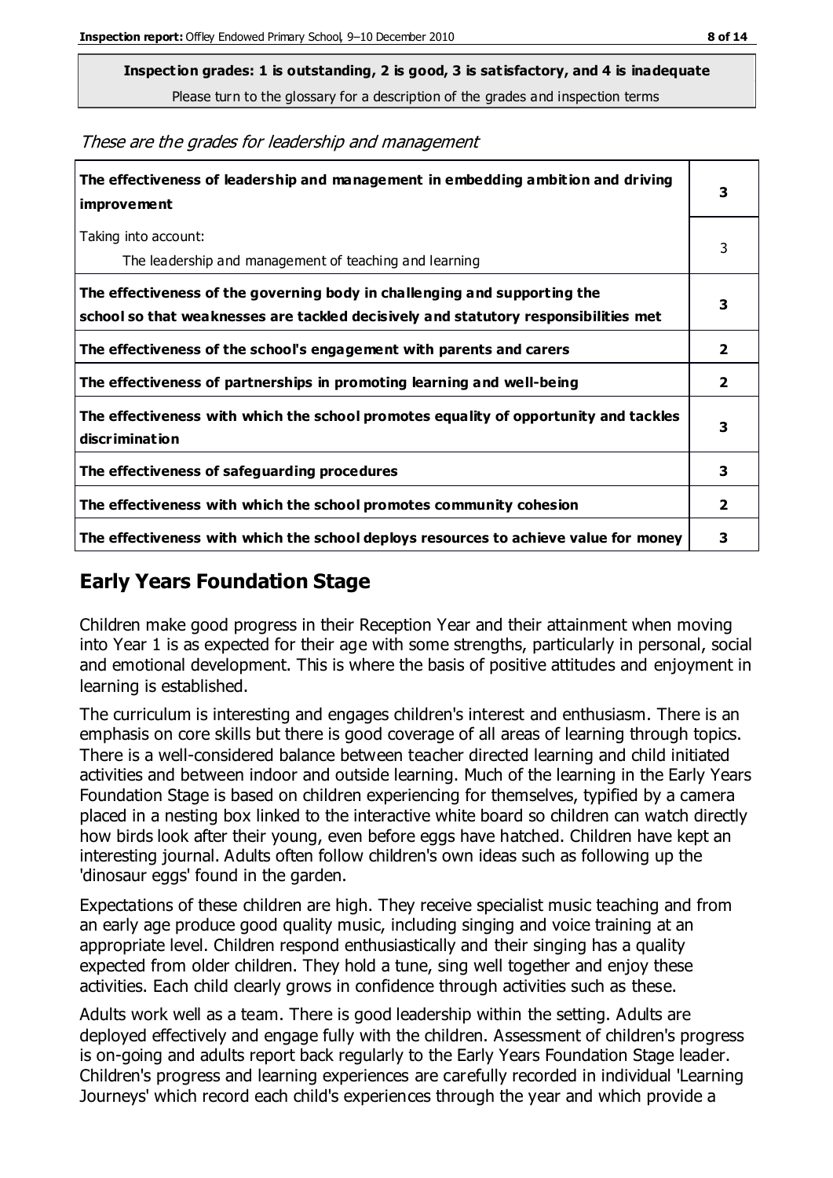**Inspection grades: 1 is outstanding, 2 is good, 3 is satisfactory, and 4 is inadequate**
Please turn to the glossary for a description of the grades and inspection terms

*These are the grades for leadership and management*

| | |
|---|---|
| **The effectiveness of leadership and management in embedding ambition and driving improvement** | **3** |
| Taking into account:<br>The leadership and management of teaching and learning | 3 |
| **The effectiveness of the governing body in challenging and supporting the school so that weaknesses are tackled decisively and statutory responsibilities met** | **3** |
| **The effectiveness of the school's engagement with parents and carers** | **2** |
| **The effectiveness of partnerships in promoting learning and well-being** | **2** |
| **The effectiveness with which the school promotes equality of opportunity and tackles discrimination** | **3** |
| **The effectiveness of safeguarding procedures** | **3** |
| **The effectiveness with which the school promotes community cohesion** | **2** |
| **The effectiveness with which the school deploys resources to achieve value for money** | **3** |

## Early Years Foundation Stage

Children make good progress in their Reception Year and their attainment when moving into Year 1 is as expected for their age with some strengths, particularly in personal, social and emotional development. This is where the basis of positive attitudes and enjoyment in learning is established.

The curriculum is interesting and engages children's interest and enthusiasm. There is an emphasis on core skills but there is good coverage of all areas of learning through topics. There is a well-considered balance between teacher directed learning and child initiated activities and between indoor and outside learning. Much of the learning in the Early Years Foundation Stage is based on children experiencing for themselves, typified by a camera placed in a nesting box linked to the interactive white board so children can watch directly how birds look after their young, even before eggs have hatched. Children have kept an interesting journal. Adults often follow children's own ideas such as following up the 'dinosaur eggs' found in the garden.

Expectations of these children are high. They receive specialist music teaching and from an early age produce good quality music, including singing and voice training at an appropriate level. Children respond enthusiastically and their singing has a quality expected from older children. They hold a tune, sing well together and enjoy these activities. Each child clearly grows in confidence through activities such as these.

Adults work well as a team. There is good leadership within the setting. Adults are deployed effectively and engage fully with the children. Assessment of children's progress is on-going and adults report back regularly to the Early Years Foundation Stage leader. Children's progress and learning experiences are carefully recorded in individual 'Learning Journeys' which record each child's experiences through the year and which provide a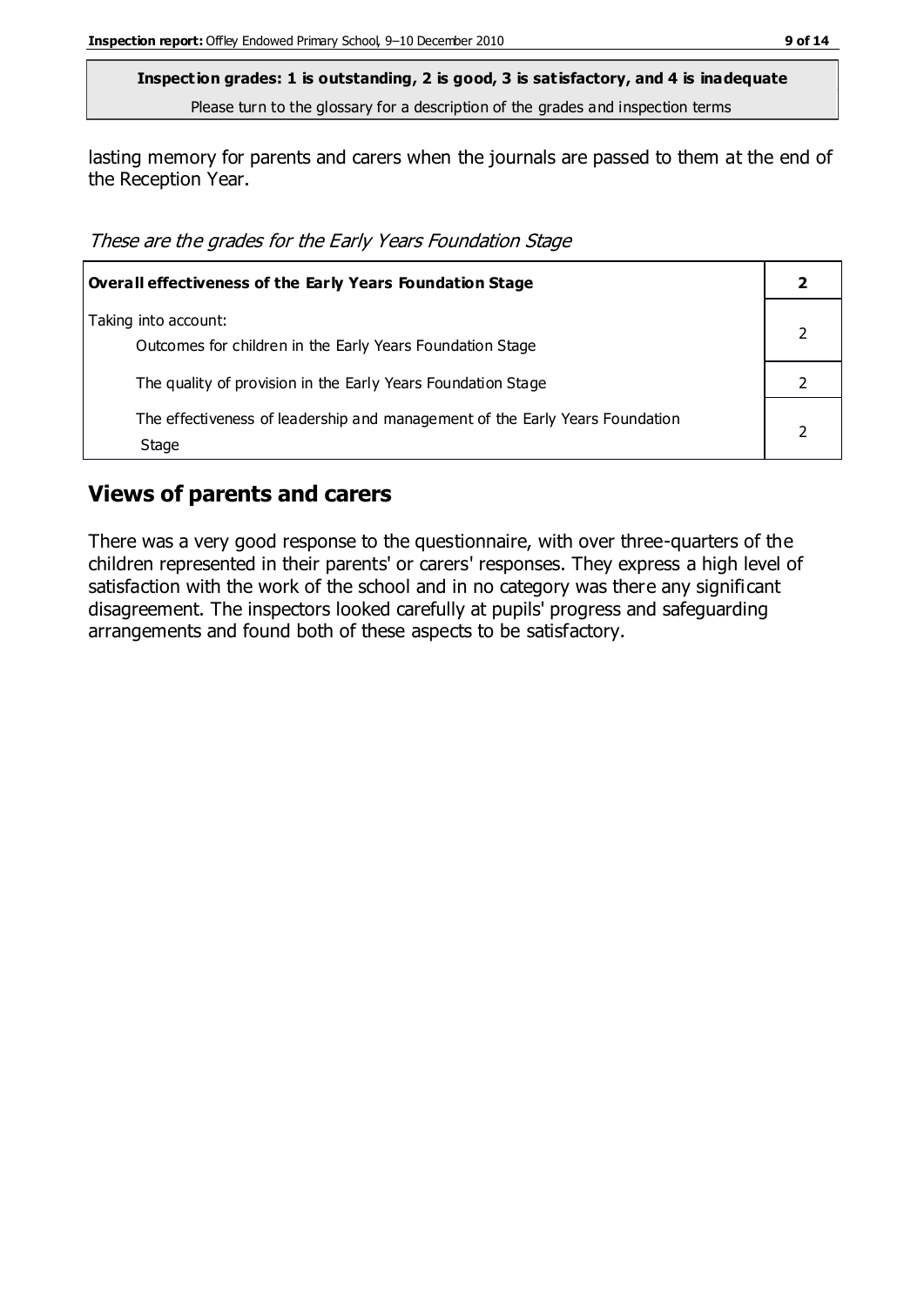**Inspection grades: 1 is outstanding, 2 is good, 3 is satisfactory, and 4 is inadequate**
Please turn to the glossary for a description of the grades and inspection terms

lasting memory for parents and carers when the journals are passed to them at the end of the Reception Year.

*These are the grades for the Early Years Foundation Stage*

| **Overall effectiveness of the Early Years Foundation Stage** | **2** |
|---|---|
| Taking into account:<br>Outcomes for children in the Early Years Foundation Stage | 2 |
| The quality of provision in the Early Years Foundation Stage | 2 |
| The effectiveness of leadership and management of the Early Years Foundation Stage | 2 |

## Views of parents and carers

There was a very good response to the questionnaire, with over three-quarters of the children represented in their parents' or carers' responses. They express a high level of satisfaction with the work of the school and in no category was there any significant disagreement. The inspectors looked carefully at pupils' progress and safeguarding arrangements and found both of these aspects to be satisfactory.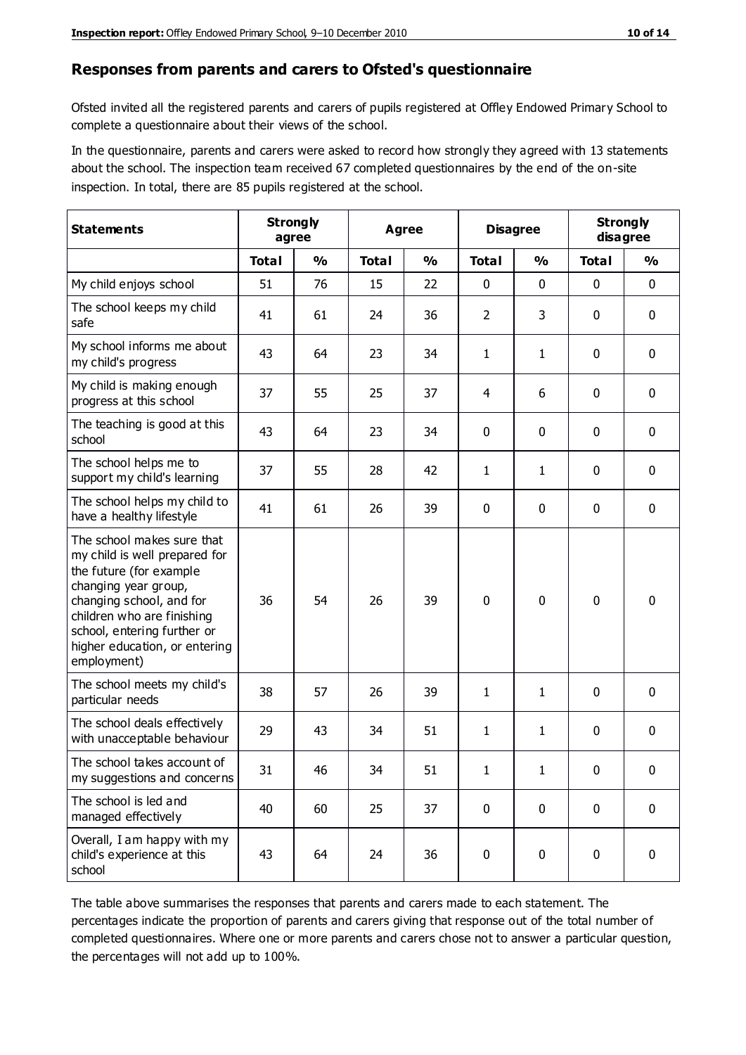## Responses from parents and carers to Ofsted's questionnaire

Ofsted invited all the registered parents and carers of pupils registered at Offley Endowed Primary School to complete a questionnaire about their views of the school.

In the questionnaire, parents and carers were asked to record how strongly they agreed with 13 statements about the school. The inspection team received 67 completed questionnaires by the end of the on-site inspection. In total, there are 85 pupils registered at the school.

| Statements | Strongly agree | | Agree | | Disagree | | Strongly disagree | |
|---|---|---|---|---|---|---|---|---|
| | Total | % | Total | % | Total | % | Total | % |
| My child enjoys school | 51 | 76 | 15 | 22 | 0 | 0 | 0 | 0 |
| The school keeps my child safe | 41 | 61 | 24 | 36 | 2 | 3 | 0 | 0 |
| My school informs me about my child's progress | 43 | 64 | 23 | 34 | 1 | 1 | 0 | 0 |
| My child is making enough progress at this school | 37 | 55 | 25 | 37 | 4 | 6 | 0 | 0 |
| The teaching is good at this school | 43 | 64 | 23 | 34 | 0 | 0 | 0 | 0 |
| The school helps me to support my child's learning | 37 | 55 | 28 | 42 | 1 | 1 | 0 | 0 |
| The school helps my child to have a healthy lifestyle | 41 | 61 | 26 | 39 | 0 | 0 | 0 | 0 |
| The school makes sure that my child is well prepared for the future (for example changing year group, changing school, and for children who are finishing school, entering further or higher education, or entering employment) | 36 | 54 | 26 | 39 | 0 | 0 | 0 | 0 |
| The school meets my child's particular needs | 38 | 57 | 26 | 39 | 1 | 1 | 0 | 0 |
| The school deals effectively with unacceptable behaviour | 29 | 43 | 34 | 51 | 1 | 1 | 0 | 0 |
| The school takes account of my suggestions and concerns | 31 | 46 | 34 | 51 | 1 | 1 | 0 | 0 |
| The school is led and managed effectively | 40 | 60 | 25 | 37 | 0 | 0 | 0 | 0 |
| Overall, I am happy with my child's experience at this school | 43 | 64 | 24 | 36 | 0 | 0 | 0 | 0 |

The table above summarises the responses that parents and carers made to each statement. The percentages indicate the proportion of parents and carers giving that response out of the total number of completed questionnaires. Where one or more parents and carers chose not to answer a particular question, the percentages will not add up to 100%.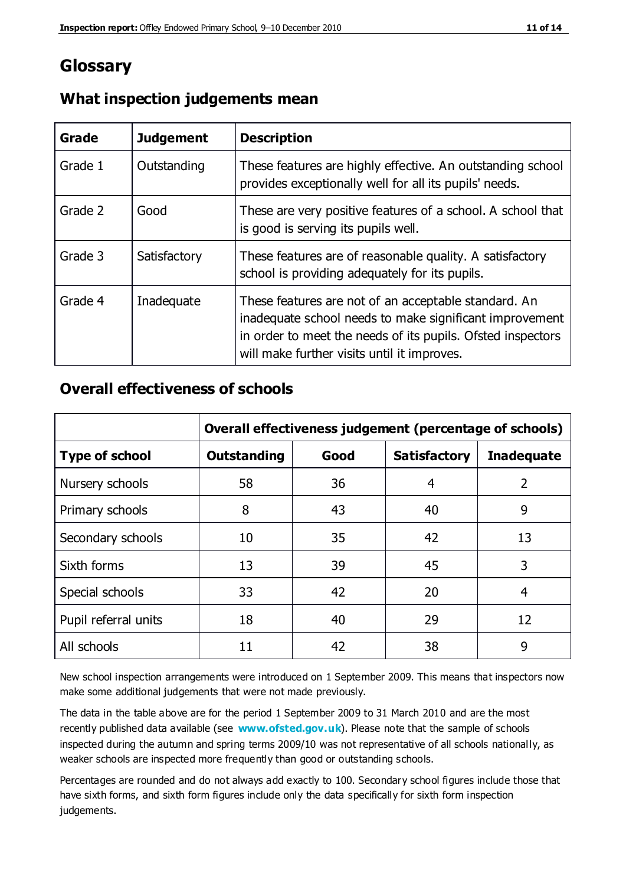# Glossary

## What inspection judgements mean

| Grade | Judgement | Description |
|---|---|---|
| Grade 1 | Outstanding | These features are highly effective. An outstanding school provides exceptionally well for all its pupils' needs. |
| Grade 2 | Good | These are very positive features of a school. A school that is good is serving its pupils well. |
| Grade 3 | Satisfactory | These features are of reasonable quality. A satisfactory school is providing adequately for its pupils. |
| Grade 4 | Inadequate | These features are not of an acceptable standard. An inadequate school needs to make significant improvement in order to meet the needs of its pupils. Ofsted inspectors will make further visits until it improves. |

## Overall effectiveness of schools

| | Overall effectiveness judgement (percentage of schools) | | | |
|---|---|---|---|---|
| **Type of school** | **Outstanding** | **Good** | **Satisfactory** | **Inadequate** |
| Nursery schools | 58 | 36 | 4 | 2 |
| Primary schools | 8 | 43 | 40 | 9 |
| Secondary schools | 10 | 35 | 42 | 13 |
| Sixth forms | 13 | 39 | 45 | 3 |
| Special schools | 33 | 42 | 20 | 4 |
| Pupil referral units | 18 | 40 | 29 | 12 |
| All schools | 11 | 42 | 38 | 9 |

New school inspection arrangements were introduced on 1 September 2009. This means that inspectors now make some additional judgements that were not made previously.

The data in the table above are for the period 1 September 2009 to 31 March 2010 and are the most recently published data available (see **www.ofsted.gov.uk**). Please note that the sample of schools inspected during the autumn and spring terms 2009/10 was not representative of all schools nationally, as weaker schools are inspected more frequently than good or outstanding schools.

Percentages are rounded and do not always add exactly to 100. Secondary school figures include those that have sixth forms, and sixth form figures include only the data specifically for sixth form inspection judgements.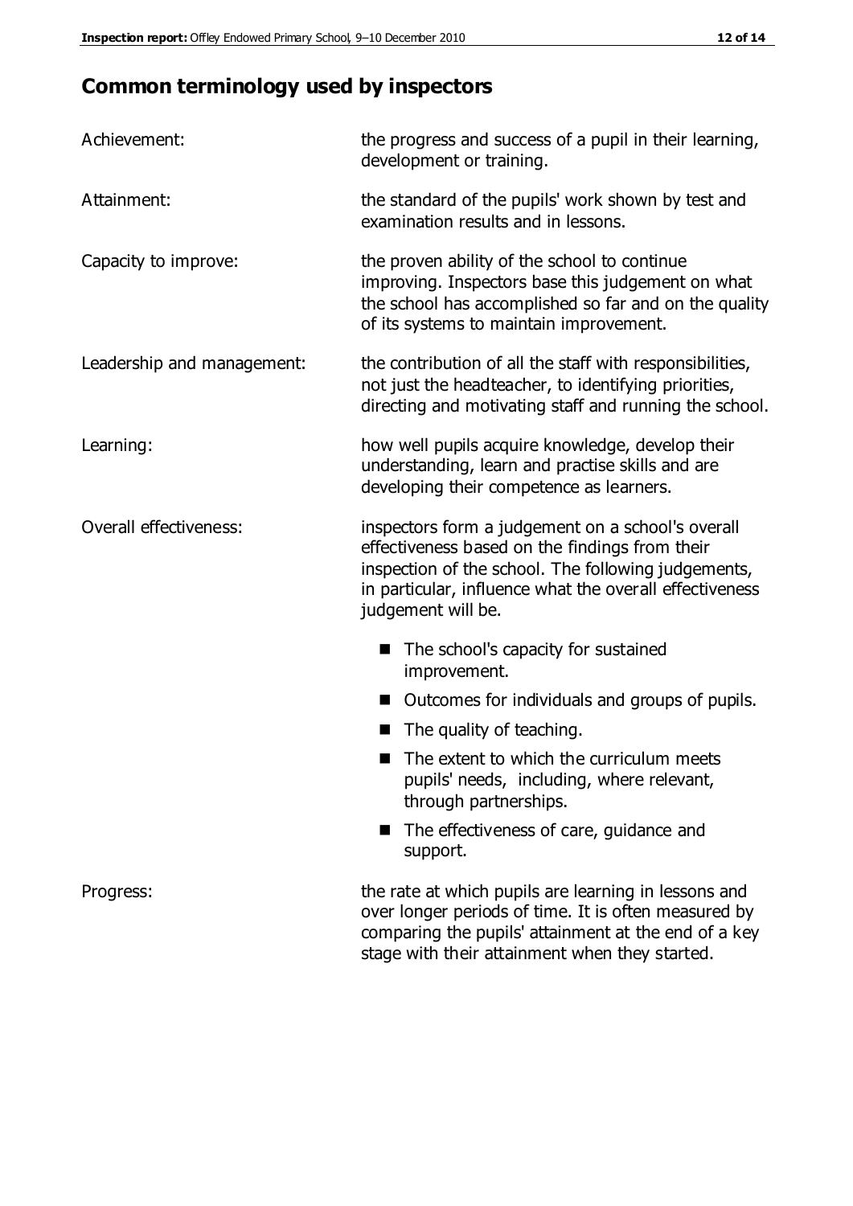## Common terminology used by inspectors

| | |
|---|---|
| Achievement: | the progress and success of a pupil in their learning, development or training. |
| Attainment: | the standard of the pupils' work shown by test and examination results and in lessons. |
| Capacity to improve: | the proven ability of the school to continue improving. Inspectors base this judgement on what the school has accomplished so far and on the quality of its systems to maintain improvement. |
| Leadership and management: | the contribution of all the staff with responsibilities, not just the headteacher, to identifying priorities, directing and motivating staff and running the school. |
| Learning: | how well pupils acquire knowledge, develop their understanding, learn and practise skills and are developing their competence as learners. |
| Overall effectiveness: | inspectors form a judgement on a school's overall effectiveness based on the findings from their inspection of the school. The following judgements, in particular, influence what the overall effectiveness judgement will be. <br> ■ The school's capacity for sustained improvement. <br> ■ Outcomes for individuals and groups of pupils. <br> ■ The quality of teaching. <br> ■ The extent to which the curriculum meets pupils' needs, including, where relevant, through partnerships. <br> ■ The effectiveness of care, guidance and support. |
| Progress: | the rate at which pupils are learning in lessons and over longer periods of time. It is often measured by comparing the pupils' attainment at the end of a key stage with their attainment when they started. |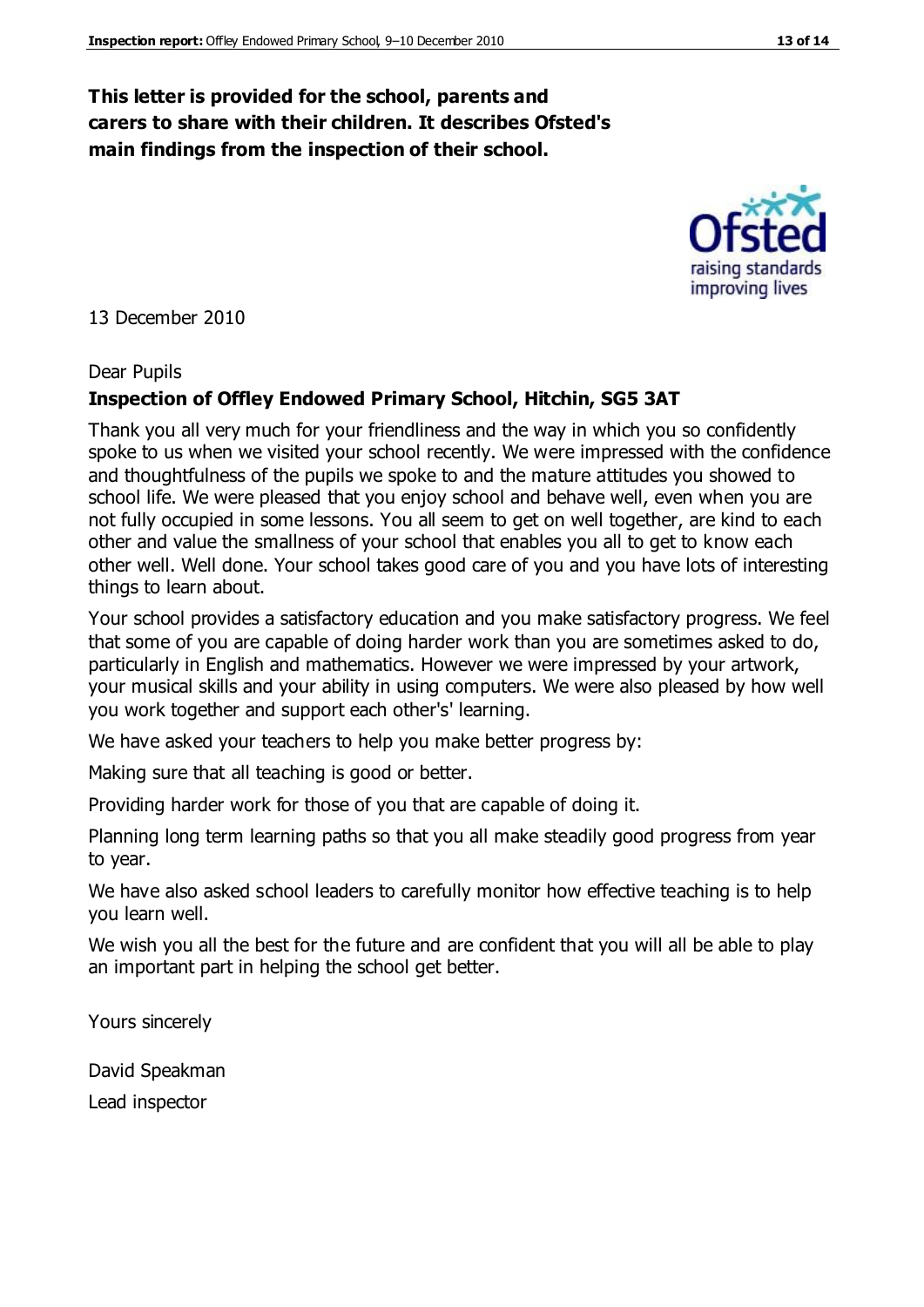**This letter is provided for the school, parents and carers to share with their children. It describes Ofsted's main findings from the inspection of their school.**

13 December 2010

Dear Pupils

**Inspection of Offley Endowed Primary School, Hitchin, SG5 3AT**

Thank you all very much for your friendliness and the way in which you so confidently spoke to us when we visited your school recently. We were impressed with the confidence and thoughtfulness of the pupils we spoke to and the mature attitudes you showed to school life. We were pleased that you enjoy school and behave well, even when you are not fully occupied in some lessons. You all seem to get on well together, are kind to each other and value the smallness of your school that enables you all to get to know each other well. Well done. Your school takes good care of you and you have lots of interesting things to learn about.

Your school provides a satisfactory education and you make satisfactory progress. We feel that some of you are capable of doing harder work than you are sometimes asked to do, particularly in English and mathematics. However we were impressed by your artwork, your musical skills and your ability in using computers. We were also pleased by how well you work together and support each other's' learning.

We have asked your teachers to help you make better progress by:

Making sure that all teaching is good or better.

Providing harder work for those of you that are capable of doing it.

Planning long term learning paths so that you all make steadily good progress from year to year.

We have also asked school leaders to carefully monitor how effective teaching is to help you learn well.

We wish you all the best for the future and are confident that you will all be able to play an important part in helping the school get better.

Yours sincerely

David Speakman

Lead inspector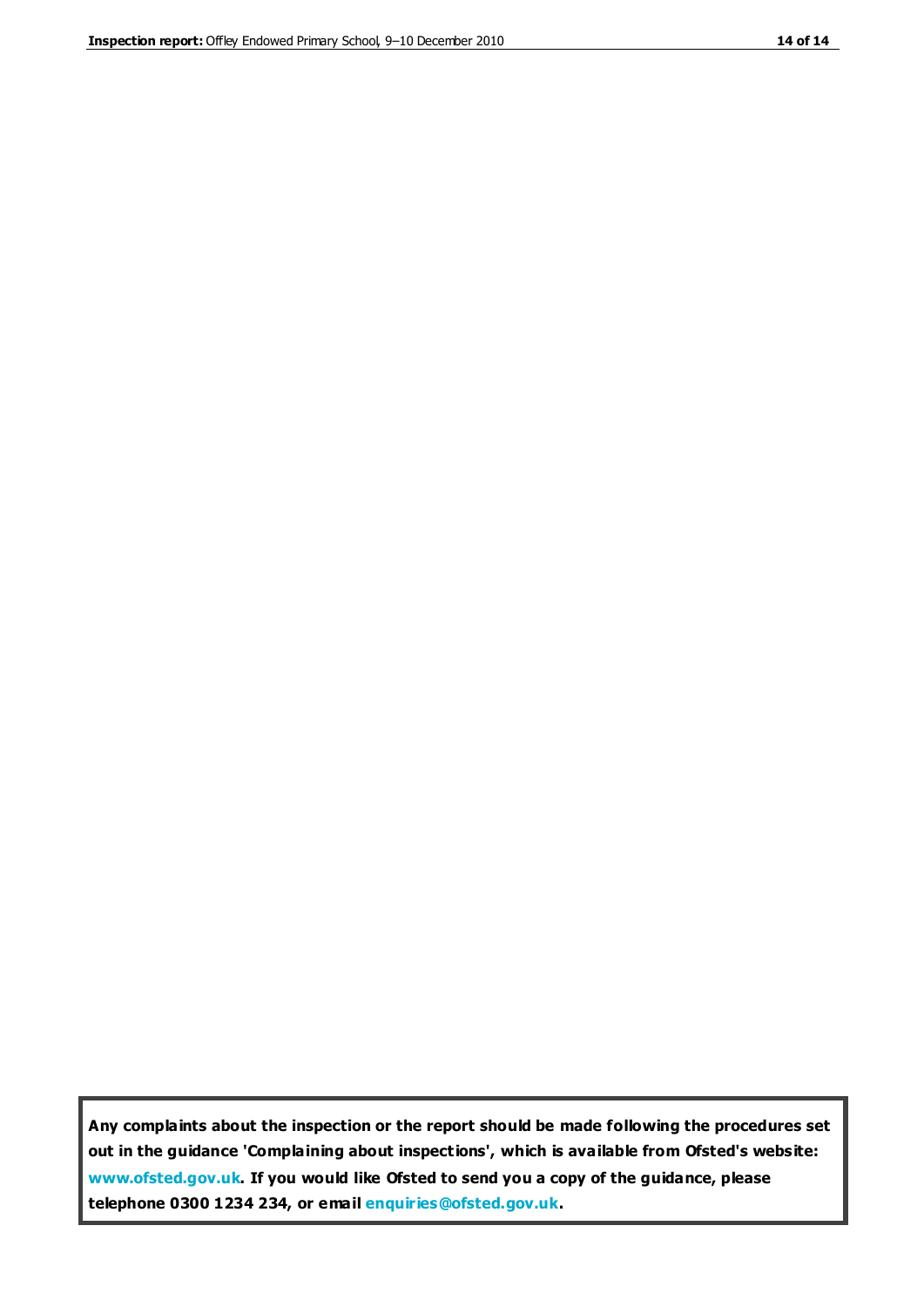**Any complaints about the inspection or the report should be made following the procedures set out in the guidance 'Complaining about inspections', which is available from Ofsted's website: www.ofsted.gov.uk. If you would like Ofsted to send you a copy of the guidance, please telephone 0300 1234 234, or email enquiries@ofsted.gov.uk.**